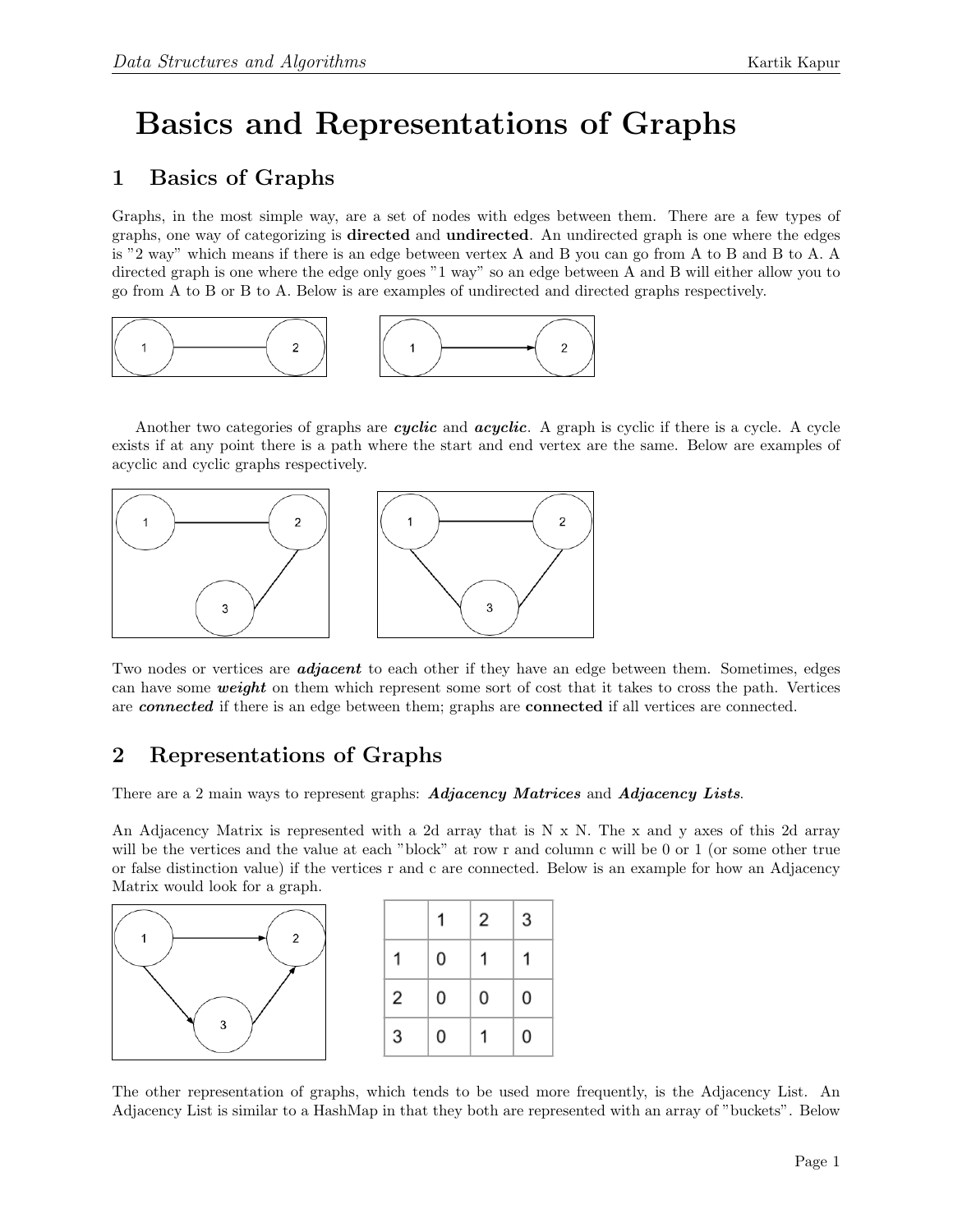# Basics and Representations of Graphs

## 1 Basics of Graphs

Graphs, in the most simple way, are a set of nodes with edges between them. There are a few types of graphs, one way of categorizing is **directed** and **undirected**. An undirected graph is one where the edges is "2 way" which means if there is an edge between vertex A and B you can go from A to B and B to A. A directed graph is one where the edge only goes "1 way" so an edge between A and B will either allow you to go from A to B or B to A. Below is are examples of undirected and directed graphs respectively.

Another two categories of graphs are ***cyclic*** and ***acyclic***. A graph is cyclic if there is a cycle. A cycle exists if at any point there is a path where the start and end vertex are the same. Below are examples of acyclic and cyclic graphs respectively.

Two nodes or vertices are ***adjacent*** to each other if they have an edge between them. Sometimes, edges can have some ***weight*** on them which represent some sort of cost that it takes to cross the path. Vertices are ***connected*** if there is an edge between them; graphs are **connected** if all vertices are connected.

## 2 Representations of Graphs

There are a 2 main ways to represent graphs: ***Adjacency Matrices*** and ***Adjacency Lists***.

An Adjacency Matrix is represented with a 2d array that is N x N. The x and y axes of this 2d array will be the vertices and the value at each "block" at row r and column c will be 0 or 1 (or some other true or false distinction value) if the vertices r and c are connected. Below is an example for how an Adjacency Matrix would look for a graph.

| | 1 | 2 | 3 |
|---|---|---|---|
| 1 | 0 | 1 | 1 |
| 2 | 0 | 0 | 0 |
| 3 | 0 | 1 | 0 |

The other representation of graphs, which tends to be used more frequently, is the Adjacency List. An Adjacency List is similar to a HashMap in that they both are represented with an array of "buckets". Below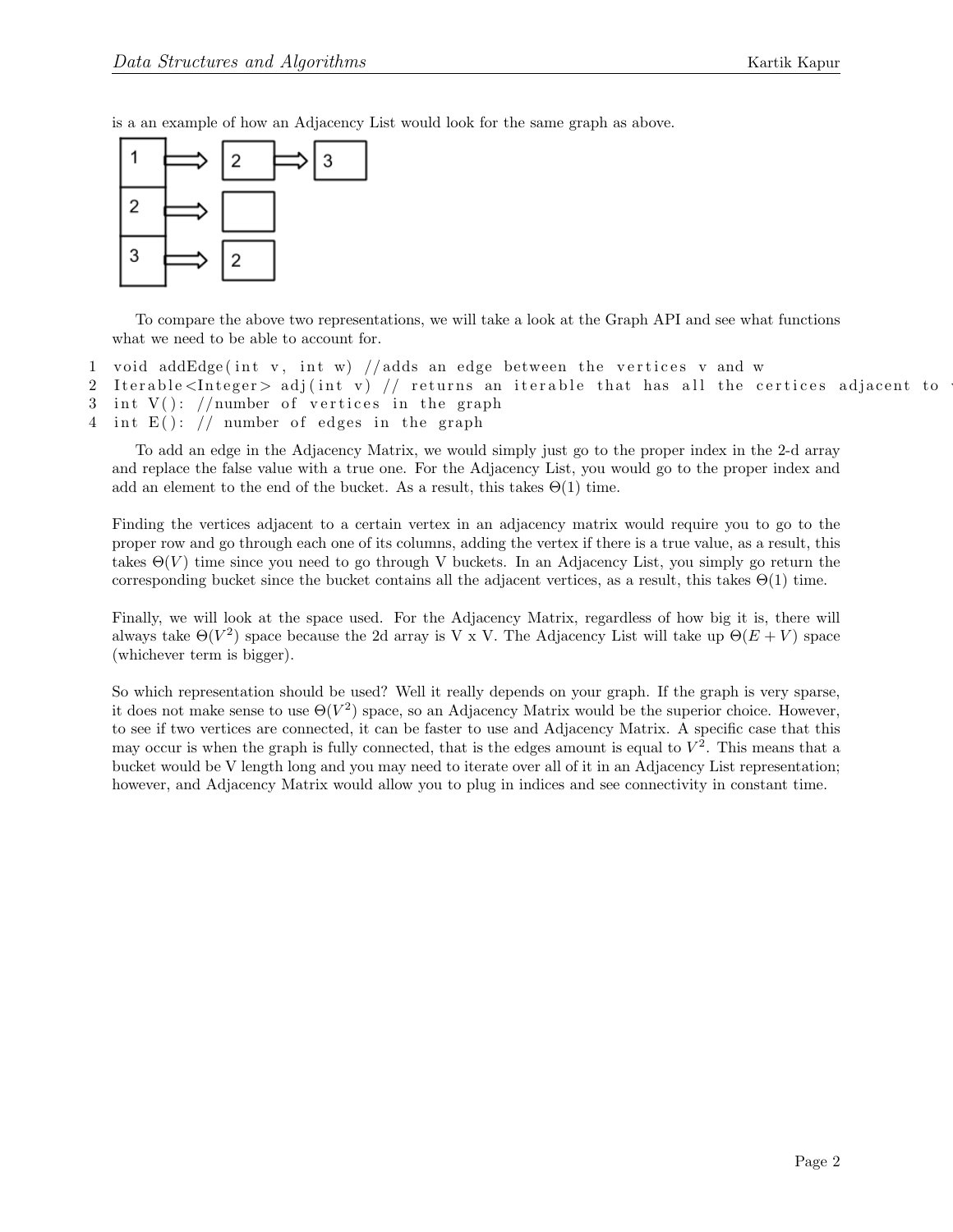is a an example of how an Adjacency List would look for the same graph as above.

To compare the above two representations, we will take a look at the Graph API and see what functions what we need to be able to account for.

```
1 void addEdge(int v, int w) //adds an edge between the vertices v and w
2 Iterable<Integer> adj(int v) // returns an iterable that has all the certices adjacent to v
3 int V(): //number of vertices in the graph
4 int E(): // number of edges in the graph
```

To add an edge in the Adjacency Matrix, we would simply just go to the proper index in the 2-d array and replace the false value with a true one. For the Adjacency List, you would go to the proper index and add an element to the end of the bucket. As a result, this takes $\Theta(1)$ time.

Finding the vertices adjacent to a certain vertex in an adjacency matrix would require you to go to the proper row and go through each one of its columns, adding the vertex if there is a true value, as a result, this takes $\Theta(V)$ time since you need to go through V buckets. In an Adjacency List, you simply go return the corresponding bucket since the bucket contains all the adjacent vertices, as a result, this takes $\Theta(1)$ time.

Finally, we will look at the space used. For the Adjacency Matrix, regardless of how big it is, there will always take $\Theta(V^2)$ space because the 2d array is V x V. The Adjacency List will take up $\Theta(E + V)$ space (whichever term is bigger).

So which representation should be used? Well it really depends on your graph. If the graph is very sparse, it does not make sense to use $\Theta(V^2)$ space, so an Adjacency Matrix would be the superior choice. However, to see if two vertices are connected, it can be faster to use and Adjacency Matrix. A specific case that this may occur is when the graph is fully connected, that is the edges amount is equal to $V^2$. This means that a bucket would be V length long and you may need to iterate over all of it in an Adjacency List representation; however, and Adjacency Matrix would allow you to plug in indices and see connectivity in constant time.